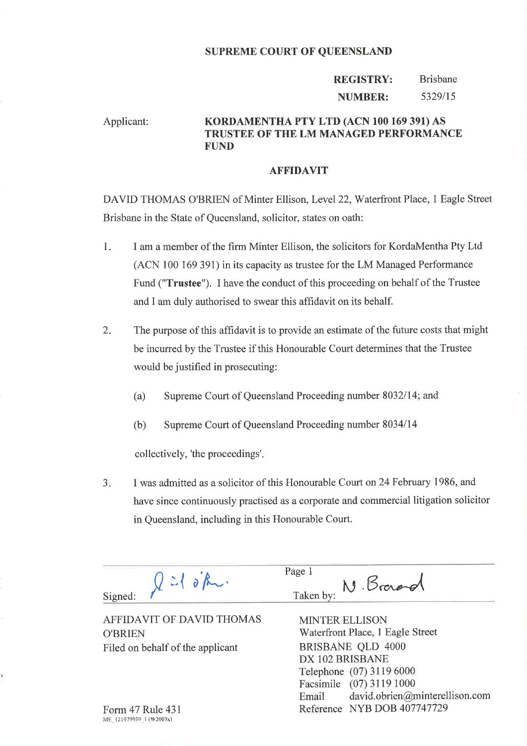**SUPREME COURT OF QUEENSLAND**

| | |
|---|---|
| **REGISTRY:** | Brisbane |
| **NUMBER:** | 5329/15 |

Applicant: **KORDAMENTHA PTY LTD (ACN 100 169 391) AS TRUSTEE OF THE LM MANAGED PERFORMANCE FUND**

**AFFIDAVIT**

DAVID THOMAS O'BRIEN of Minter Ellison, Level 22, Waterfront Place, 1 Eagle Street Brisbane in the State of Queensland, solicitor, states on oath:

1. I am a member of the firm Minter Ellison, the solicitors for KordaMentha Pty Ltd (ACN 100 169 391) in its capacity as trustee for the LM Managed Performance Fund ("**Trustee**"). I have the conduct of this proceeding on behalf of the Trustee and I am duly authorised to swear this affidavit on its behalf.

2. The purpose of this affidavit is to provide an estimate of the future costs that might be incurred by the Trustee if this Honourable Court determines that the Trustee would be justified in prosecuting:

   (a) Supreme Court of Queensland Proceeding number 8032/14; and

   (b) Supreme Court of Queensland Proceeding number 8034/14

   collectively, 'the proceedings'.

3. I was admitted as a solicitor of this Honourable Court on 24 February 1986, and have since continuously practised as a corporate and commercial litigation solicitor in Queensland, including in this Honourable Court.

Signed: [signature] Taken by: N. Broad

AFFIDAVIT OF DAVID THOMAS O'BRIEN
Filed on behalf of the applicant

Form 47 Rule 431
ME_121979939_1 (W2003x)

MINTER ELLISON
Waterfront Place, 1 Eagle Street
BRISBANE QLD 4000
DX 102 BRISBANE
Telephone (07) 3119 6000
Facsimile (07) 3119 1000
Email david.obrien@minterellison.com
Reference NYB DOB 407747729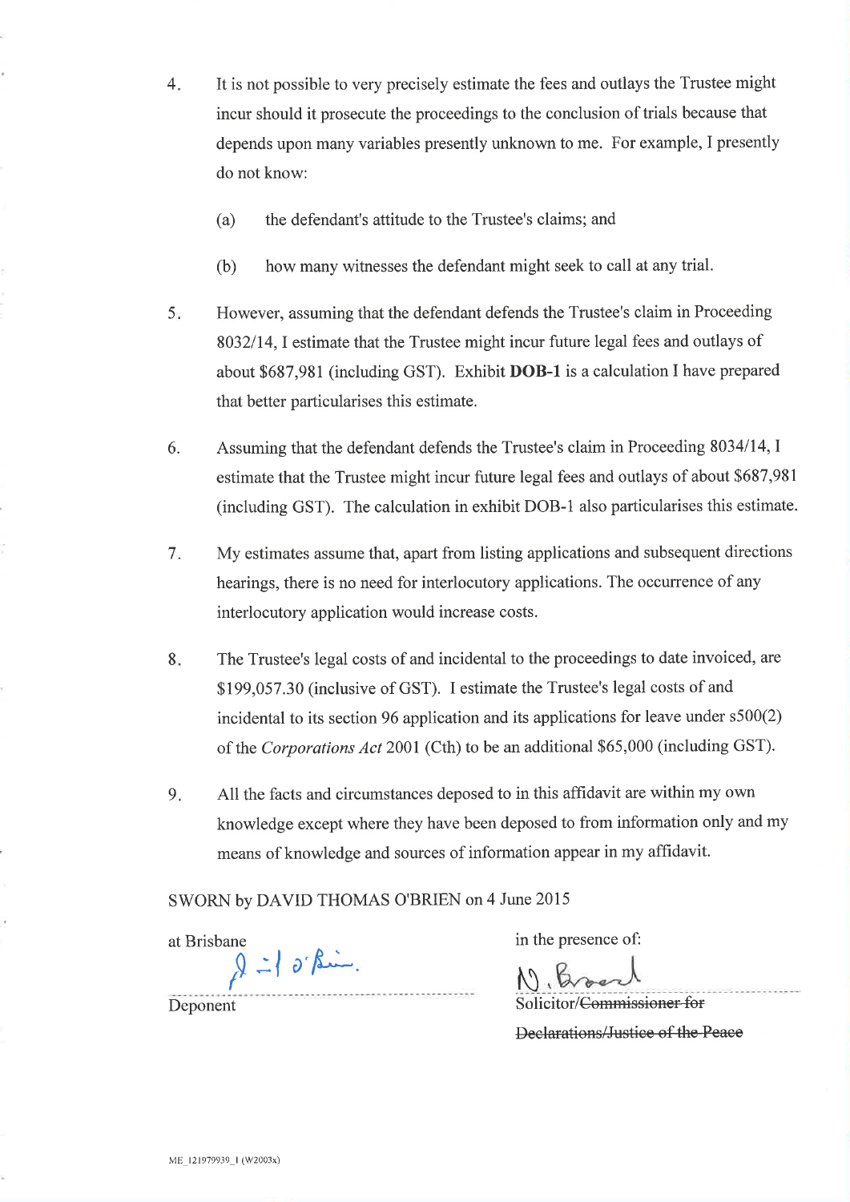4. It is not possible to very precisely estimate the fees and outlays the Trustee might incur should it prosecute the proceedings to the conclusion of trials because that depends upon many variables presently unknown to me. For example, I presently do not know:

   (a) the defendant's attitude to the Trustee's claims; and

   (b) how many witnesses the defendant might seek to call at any trial.

5. However, assuming that the defendant defends the Trustee's claim in Proceeding 8032/14, I estimate that the Trustee might incur future legal fees and outlays of about $687,981 (including GST). Exhibit **DOB-1** is a calculation I have prepared that better particularises this estimate.

6. Assuming that the defendant defends the Trustee's claim in Proceeding 8034/14, I estimate that the Trustee might incur future legal fees and outlays of about $687,981 (including GST). The calculation in exhibit DOB-1 also particularises this estimate.

7. My estimates assume that, apart from listing applications and subsequent directions hearings, there is no need for interlocutory applications. The occurrence of any interlocutory application would increase costs.

8. The Trustee's legal costs of and incidental to the proceedings to date invoiced, are $199,057.30 (inclusive of GST). I estimate the Trustee's legal costs of and incidental to its section 96 application and its applications for leave under s500(2) of the *Corporations Act* 2001 (Cth) to be an additional $65,000 (including GST).

9. All the facts and circumstances deposed to in this affidavit are within my own knowledge except where they have been deposed to from information only and my means of knowledge and sources of information appear in my affidavit.

SWORN by DAVID THOMAS O'BRIEN on 4 June 2015

at Brisbane

in the presence of:

Deponent

Solicitor/~~Commissioner for Declarations/Justice of the Peace~~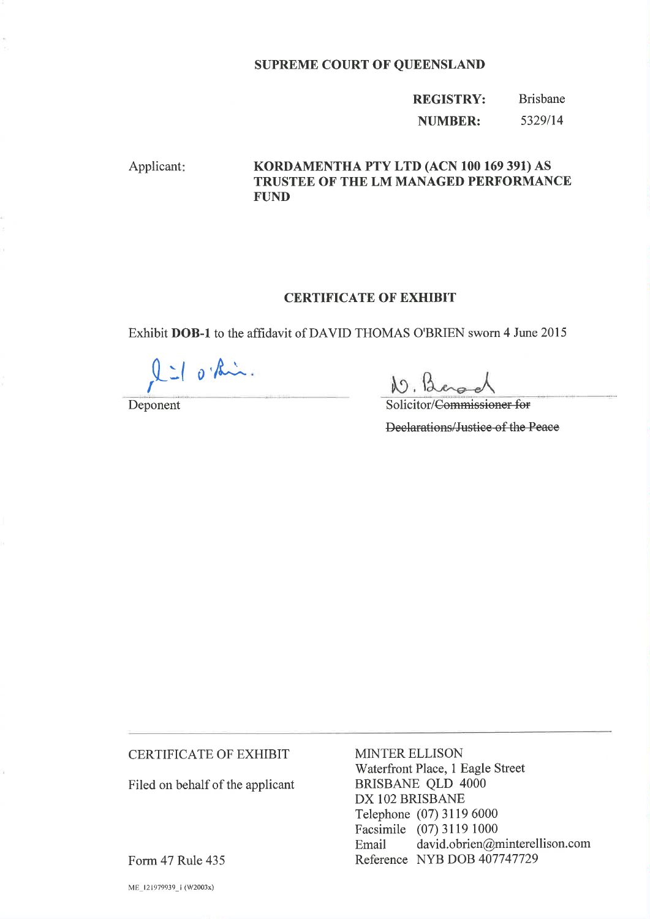**SUPREME COURT OF QUEENSLAND**

| | |
|---|---|
| **REGISTRY:** | Brisbane |
| **NUMBER:** | 5329/14 |

Applicant: **KORDAMENTHA PTY LTD (ACN 100 169 391) AS TRUSTEE OF THE LM MANAGED PERFORMANCE FUND**

**CERTIFICATE OF EXHIBIT**

Exhibit **DOB-1** to the affidavit of DAVID THOMAS O'BRIEN sworn 4 June 2015

Deponent

Solicitor/~~Commissioner for Declarations/Justice of the Peace~~

---

CERTIFICATE OF EXHIBIT

Filed on behalf of the applicant

Form 47 Rule 435

MINTER ELLISON
Waterfront Place, 1 Eagle Street
BRISBANE QLD 4000
DX 102 BRISBANE
Telephone (07) 3119 6000
Facsimile (07) 3119 1000
Email david.obrien@minterellison.com
Reference NYB DOB 407747729

ME_121979939_1 (W2003x)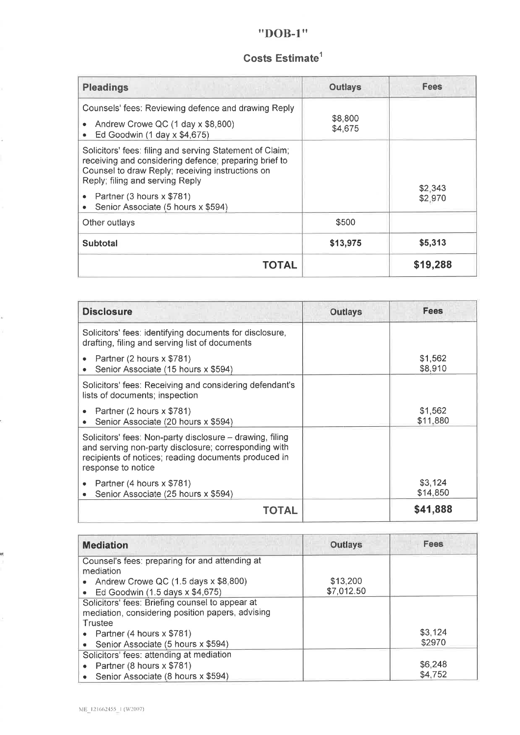# "DOB-1"

## Costs Estimate[1]

| Pleadings | Outlays | Fees |
|---|---|---|
| Counsels' fees: Reviewing defence and drawing Reply<br>• Andrew Crowe QC (1 day x $8,800)<br>• Ed Goodwin (1 day x $4,675) | $8,800<br>$4,675 | |
| Solicitors' fees: filing and serving Statement of Claim; receiving and considering defence; preparing brief to Counsel to draw Reply; receiving instructions on Reply; filing and serving Reply<br>• Partner (3 hours x $781)<br>• Senior Associate (5 hours x $594) | | $2,343<br>$2,970 |
| Other outlays | $500 | |
| **Subtotal** | **$13,975** | **$5,313** |
| **TOTAL** | | **$19,288** |

| Disclosure | Outlays | Fees |
|---|---|---|
| Solicitors' fees: identifying documents for disclosure, drafting, filing and serving list of documents<br>• Partner (2 hours x $781)<br>• Senior Associate (15 hours x $594) | | $1,562<br>$8,910 |
| Solicitors' fees: Receiving and considering defendant's lists of documents; inspection<br>• Partner (2 hours x $781)<br>• Senior Associate (20 hours x $594) | | $1,562<br>$11,880 |
| Solicitors' fees: Non-party disclosure – drawing, filing and serving non-party disclosure; corresponding with recipients of notices; reading documents produced in response to notice<br>• Partner (4 hours x $781)<br>• Senior Associate (25 hours x $594) | | $3,124<br>$14,850 |
| **TOTAL** | | **$41,888** |

| Mediation | Outlays | Fees |
|---|---|---|
| Counsel's fees: preparing for and attending at mediation<br>• Andrew Crowe QC (1.5 days x $8,800)<br>• Ed Goodwin (1.5 days x $4,675) | $13,200<br>$7,012.50 | |
| Solicitors' fees: Briefing counsel to appear at mediation, considering position papers, advising Trustee<br>• Partner (4 hours x $781)<br>• Senior Associate (5 hours x $594) | | $3,124<br>$2970 |
| Solicitors' fees: attending at mediation<br>• Partner (8 hours x $781)<br>• Senior Associate (8 hours x $594) | | $6,248<br>$4,752 |

ME_121662455_1 (W2007)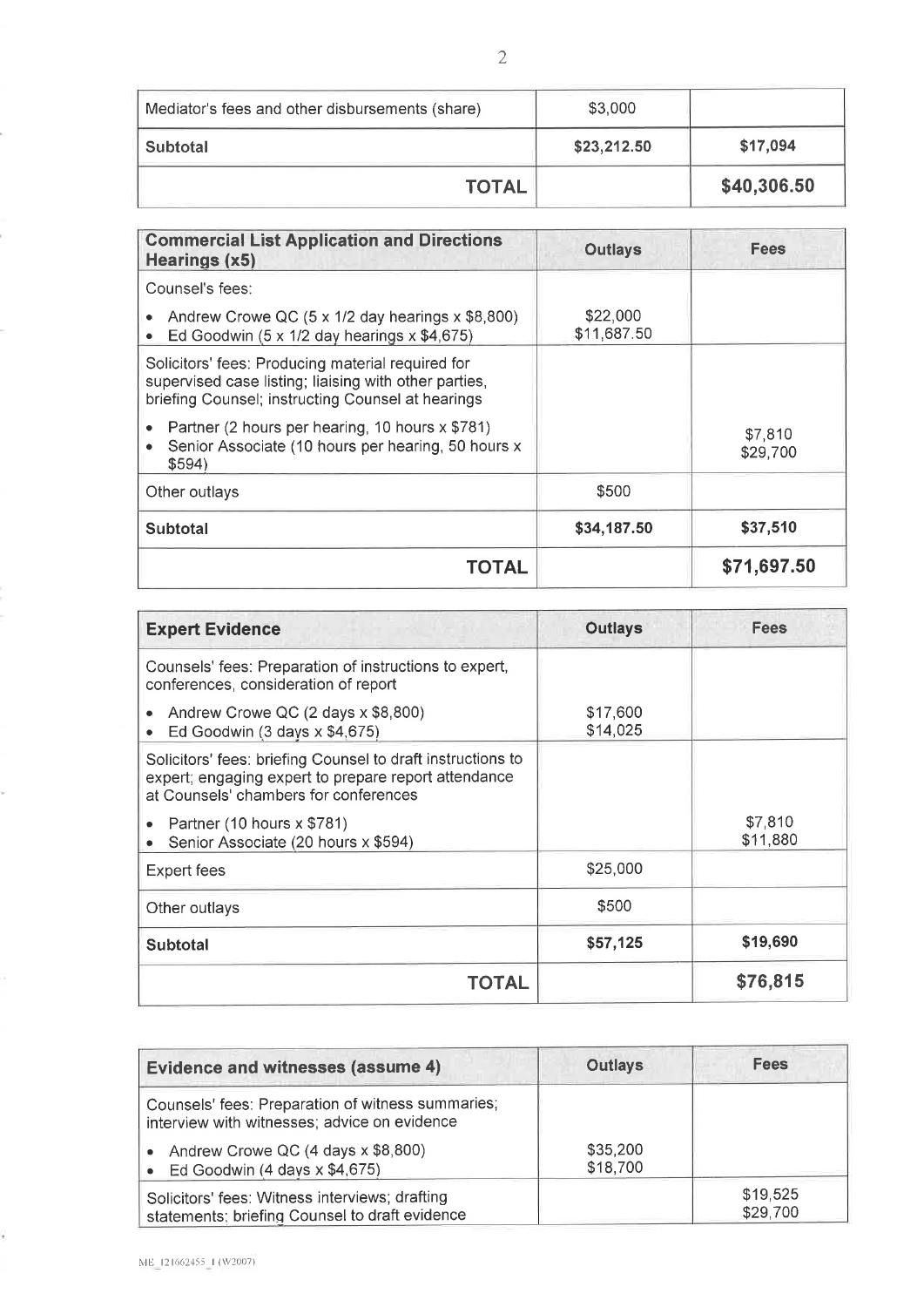| | | |
|---|---|---|
| Mediator's fees and other disbursements (share) | $3,000 | |
| **Subtotal** | **$23,212.50** | **$17,094** |
| **TOTAL** | | **$40,306.50** |

| Commercial List Application and Directions Hearings (x5) | Outlays | Fees |
|---|---|---|
| Counsel's fees:<br>• Andrew Crowe QC (5 x 1/2 day hearings x $8,800)<br>• Ed Goodwin (5 x 1/2 day hearings x $4,675) | $22,000<br>$11,687.50 | |
| Solicitors' fees: Producing material required for supervised case listing; liaising with other parties, briefing Counsel; instructing Counsel at hearings<br>• Partner (2 hours per hearing, 10 hours x $781)<br>• Senior Associate (10 hours per hearing, 50 hours x $594) | | $7,810<br>$29,700 |
| Other outlays | $500 | |
| **Subtotal** | **$34,187.50** | **$37,510** |
| **TOTAL** | | **$71,697.50** |

| Expert Evidence | Outlays | Fees |
|---|---|---|
| Counsels' fees: Preparation of instructions to expert, conferences, consideration of report<br>• Andrew Crowe QC (2 days x $8,800)<br>• Ed Goodwin (3 days x $4,675) | $17,600<br>$14,025 | |
| Solicitors' fees: briefing Counsel to draft instructions to expert; engaging expert to prepare report attendance at Counsels' chambers for conferences<br>• Partner (10 hours x $781)<br>• Senior Associate (20 hours x $594) | | $7,810<br>$11,880 |
| Expert fees | $25,000 | |
| Other outlays | $500 | |
| **Subtotal** | **$57,125** | **$19,690** |
| **TOTAL** | | **$76,815** |

| Evidence and witnesses (assume 4) | Outlays | Fees |
|---|---|---|
| Counsels' fees: Preparation of witness summaries; interview with witnesses; advice on evidence<br>• Andrew Crowe QC (4 days x $8,800)<br>• Ed Goodwin (4 days x $4,675) | $35,200<br>$18,700 | |
| Solicitors' fees: Witness interviews; drafting statements; briefing Counsel to draft evidence | | $19,525<br>$29,700 |

ME_121662455_1 (W2007)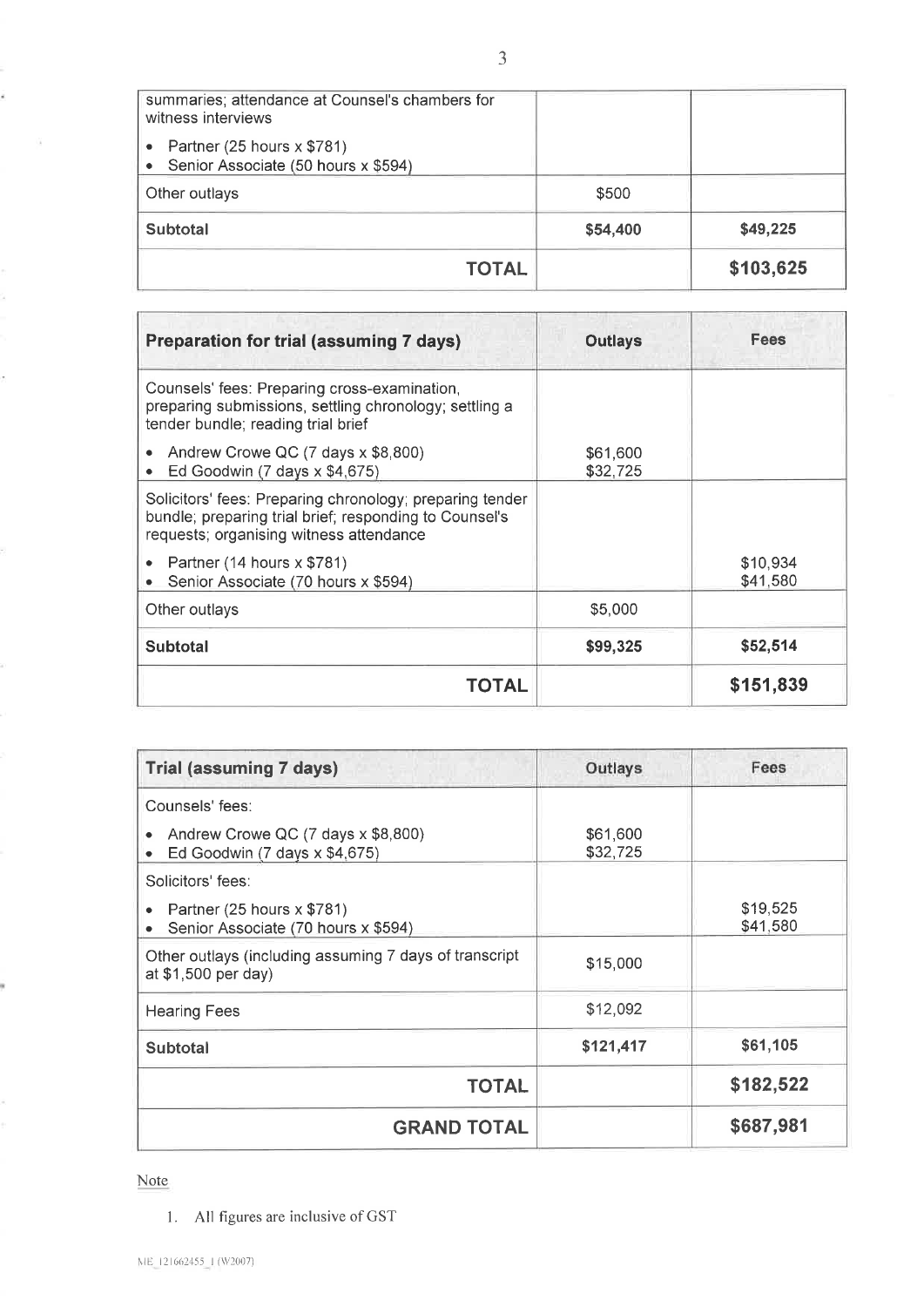| | | |
|---|---|---|
| summaries; attendance at Counsel's chambers for witness interviews<br>• Partner (25 hours x $781)<br>• Senior Associate (50 hours x $594) | | |
| Other outlays | $500 | |
| **Subtotal** | **$54,400** | **$49,225** |
| **TOTAL** | | **$103,625** |

| Preparation for trial (assuming 7 days) | Outlays | Fees |
|---|---|---|
| Counsels' fees: Preparing cross-examination, preparing submissions, settling chronology; settling a tender bundle; reading trial brief<br>• Andrew Crowe QC (7 days x $8,800)<br>• Ed Goodwin (7 days x $4,675) | $61,600<br>$32,725 | |
| Solicitors' fees: Preparing chronology; preparing tender bundle; preparing trial brief; responding to Counsel's requests; organising witness attendance<br>• Partner (14 hours x $781)<br>• Senior Associate (70 hours x $594) | | $10,934<br>$41,580 |
| Other outlays | $5,000 | |
| **Subtotal** | **$99,325** | **$52,514** |
| **TOTAL** | | **$151,839** |

| Trial (assuming 7 days) | Outlays | Fees |
|---|---|---|
| Counsels' fees:<br>• Andrew Crowe QC (7 days x $8,800)<br>• Ed Goodwin (7 days x $4,675) | $61,600<br>$32,725 | |
| Solicitors' fees:<br>• Partner (25 hours x $781)<br>• Senior Associate (70 hours x $594) | | $19,525<br>$41,580 |
| Other outlays (including assuming 7 days of transcript at $1,500 per day) | $15,000 | |
| Hearing Fees | $12,092 | |
| **Subtotal** | **$121,417** | **$61,105** |
| **TOTAL** | | **$182,522** |
| **GRAND TOTAL** | | **$687,981** |

Note

1. All figures are inclusive of GST

ME_121662455_1 (W2007)